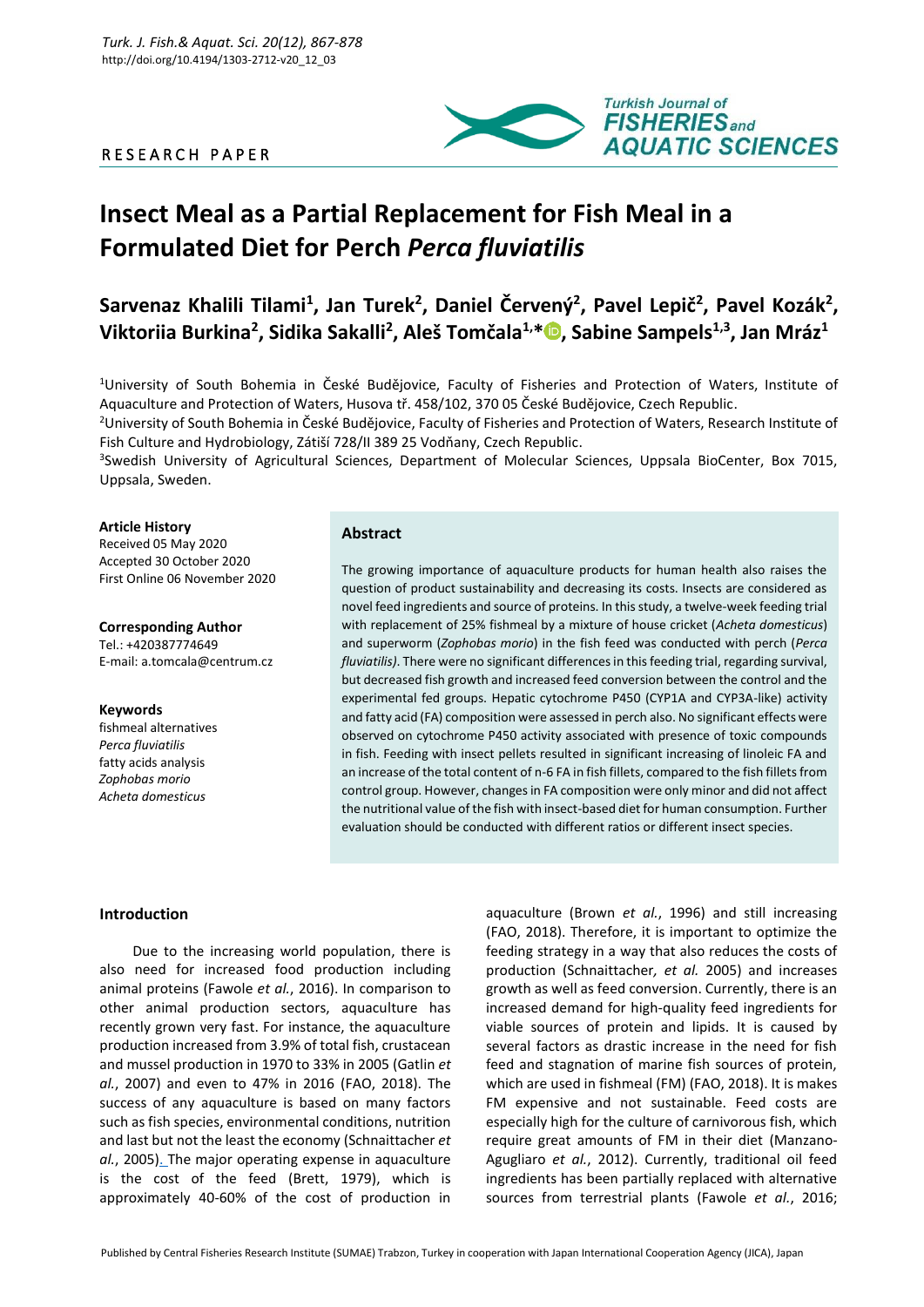RESEARCH PAPER

# Insect Meal as a Partial Replacement for Fish Meal in a Formulated Diet for Perch *Perca fluviatilis*

**Sarvenaz Khalili Tilami[1], Jan Turek[2], Daniel Červený[2], Pavel Lepič[2], Pavel Kozák[2], Viktoriia Burkina[2], Sidika Sakalli[2], Aleš Tomčala[1,*], Sabine Sampels[1,3], Jan Mráz[1]**

[1]University of South Bohemia in České Budějovice, Faculty of Fisheries and Protection of Waters, Institute of Aquaculture and Protection of Waters, Husova tř. 458/102, 370 05 České Budějovice, Czech Republic.

[2]University of South Bohemia in České Budějovice, Faculty of Fisheries and Protection of Waters, Research Institute of Fish Culture and Hydrobiology, Zátiší 728/II 389 25 Vodňany, Czech Republic.

[3]Swedish University of Agricultural Sciences, Department of Molecular Sciences, Uppsala BioCenter, Box 7015, Uppsala, Sweden.

**Article History**
Received 05 May 2020
Accepted 30 October 2020
First Online 06 November 2020

**Corresponding Author**
Tel.: +420387774649
E-mail: a.tomcala@centrum.cz

**Keywords**
fishmeal alternatives
*Perca fluviatilis*
fatty acids analysis
*Zophobas morio*
*Acheta domesticus*

## Abstract

The growing importance of aquaculture products for human health also raises the question of product sustainability and decreasing its costs. Insects are considered as novel feed ingredients and source of proteins. In this study, a twelve-week feeding trial with replacement of 25% fishmeal by a mixture of house cricket (*Acheta domesticus*) and superworm (*Zophobas morio*) in the fish feed was conducted with perch (*Perca fluviatilis)*. There were no significant differences in this feeding trial, regarding survival, but decreased fish growth and increased feed conversion between the control and the experimental fed groups. Hepatic cytochrome P450 (CYP1A and CYP3A-like) activity and fatty acid (FA) composition were assessed in perch also. No significant effects were observed on cytochrome P450 activity associated with presence of toxic compounds in fish. Feeding with insect pellets resulted in significant increasing of linoleic FA and an increase of the total content of n-6 FA in fish fillets, compared to the fish fillets from control group. However, changes in FA composition were only minor and did not affect the nutritional value of the fish with insect-based diet for human consumption. Further evaluation should be conducted with different ratios or different insect species.

## Introduction

Due to the increasing world population, there is also need for increased food production including animal proteins (Fawole *et al.*, 2016). In comparison to other animal production sectors, aquaculture has recently grown very fast. For instance, the aquaculture production increased from 3.9% of total fish, crustacean and mussel production in 1970 to 33% in 2005 (Gatlin *et al.*, 2007) and even to 47% in 2016 (FAO, 2018). The success of any aquaculture is based on many factors such as fish species, environmental conditions, nutrition and last but not the least the economy (Schnaittacher *et al.*, 2005). The major operating expense in aquaculture is the cost of the feed (Brett, 1979), which is approximately 40-60% of the cost of production in aquaculture (Brown *et al.*, 1996) and still increasing (FAO, 2018). Therefore, it is important to optimize the feeding strategy in a way that also reduces the costs of production (Schnaittacher*, et al.* 2005) and increases growth as well as feed conversion. Currently, there is an increased demand for high-quality feed ingredients for viable sources of protein and lipids. It is caused by several factors as drastic increase in the need for fish feed and stagnation of marine fish sources of protein, which are used in fishmeal (FM) (FAO, 2018). It is makes FM expensive and not sustainable. Feed costs are especially high for the culture of carnivorous fish, which require great amounts of FM in their diet (Manzano-Agugliaro *et al.*, 2012). Currently, traditional oil feed ingredients has been partially replaced with alternative sources from terrestrial plants (Fawole *et al.*, 2016;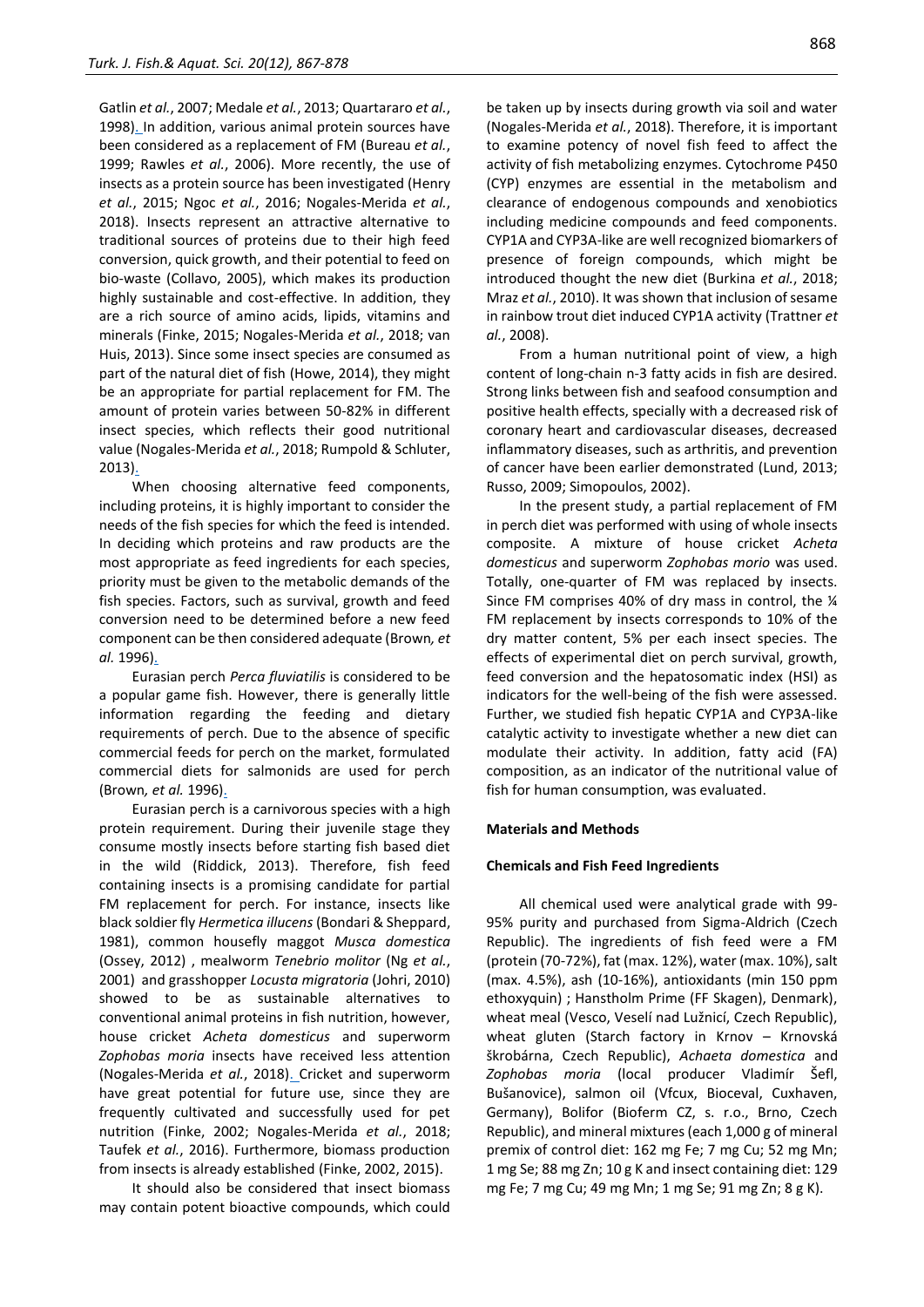Gatlin *et al.*, 2007; Medale *et al.*, 2013; Quartararo *et al.*, 1998). In addition, various animal protein sources have been considered as a replacement of FM (Bureau *et al.*, 1999; Rawles *et al.*, 2006). More recently, the use of insects as a protein source has been investigated (Henry *et al.*, 2015; Ngoc *et al.*, 2016; Nogales-Merida *et al.*, 2018). Insects represent an attractive alternative to traditional sources of proteins due to their high feed conversion, quick growth, and their potential to feed on bio-waste (Collavo, 2005), which makes its production highly sustainable and cost-effective. In addition, they are a rich source of amino acids, lipids, vitamins and minerals (Finke, 2015; Nogales-Merida *et al.*, 2018; van Huis, 2013). Since some insect species are consumed as part of the natural diet of fish (Howe, 2014), they might be an appropriate for partial replacement for FM. The amount of protein varies between 50-82% in different insect species, which reflects their good nutritional value (Nogales-Merida *et al.*, 2018; Rumpold & Schluter, 2013).

When choosing alternative feed components, including proteins, it is highly important to consider the needs of the fish species for which the feed is intended. In deciding which proteins and raw products are the most appropriate as feed ingredients for each species, priority must be given to the metabolic demands of the fish species. Factors, such as survival, growth and feed conversion need to be determined before a new feed component can be then considered adequate (Brown*, et al.* 1996).

Eurasian perch *Perca fluviatilis* is considered to be a popular game fish. However, there is generally little information regarding the feeding and dietary requirements of perch. Due to the absence of specific commercial feeds for perch on the market, formulated commercial diets for salmonids are used for perch (Brown*, et al.* 1996).

Eurasian perch is a carnivorous species with a high protein requirement. During their juvenile stage they consume mostly insects before starting fish based diet in the wild (Riddick, 2013). Therefore, fish feed containing insects is a promising candidate for partial FM replacement for perch. For instance, insects like black soldier fly *Hermetica illucens* (Bondari & Sheppard, 1981), common housefly maggot *Musca domestica* (Ossey, 2012) , mealworm *Tenebrio molitor* (Ng *et al.*, 2001) and grasshopper *Locusta migratoria* (Johri, 2010) showed to be as sustainable alternatives to conventional animal proteins in fish nutrition, however, house cricket *Acheta domesticus* and superworm *Zophobas moria* insects have received less attention (Nogales-Merida *et al.*, 2018). Cricket and superworm have great potential for future use, since they are frequently cultivated and successfully used for pet nutrition (Finke, 2002; Nogales-Merida *et al.*, 2018; Taufek *et al.*, 2016). Furthermore, biomass production from insects is already established (Finke, 2002, 2015).

It should also be considered that insect biomass may contain potent bioactive compounds, which could be taken up by insects during growth via soil and water (Nogales-Merida *et al.*, 2018). Therefore, it is important to examine potency of novel fish feed to affect the activity of fish metabolizing enzymes. Cytochrome P450 (CYP) enzymes are essential in the metabolism and clearance of endogenous compounds and xenobiotics including medicine compounds and feed components. CYP1A and CYP3A-like are well recognized biomarkers of presence of foreign compounds, which might be introduced thought the new diet (Burkina *et al.*, 2018; Mraz *et al.*, 2010). It was shown that inclusion of sesame in rainbow trout diet induced CYP1A activity (Trattner *et al.*, 2008).

From a human nutritional point of view, a high content of long-chain n-3 fatty acids in fish are desired. Strong links between fish and seafood consumption and positive health effects, specially with a decreased risk of coronary heart and cardiovascular diseases, decreased inflammatory diseases, such as arthritis, and prevention of cancer have been earlier demonstrated (Lund, 2013; Russo, 2009; Simopoulos, 2002).

In the present study, a partial replacement of FM in perch diet was performed with using of whole insects composite. A mixture of house cricket *Acheta domesticus* and superworm *Zophobas morio* was used. Totally, one-quarter of FM was replaced by insects. Since FM comprises 40% of dry mass in control, the ¼ FM replacement by insects corresponds to 10% of the dry matter content, 5% per each insect species. The effects of experimental diet on perch survival, growth, feed conversion and the hepatosomatic index (HSI) as indicators for the well-being of the fish were assessed. Further, we studied fish hepatic CYP1A and CYP3A-like catalytic activity to investigate whether a new diet can modulate their activity. In addition, fatty acid (FA) composition, as an indicator of the nutritional value of fish for human consumption, was evaluated.

## Materials and Methods

### Chemicals and Fish Feed Ingredients

All chemical used were analytical grade with 99-95% purity and purchased from Sigma-Aldrich (Czech Republic). The ingredients of fish feed were a FM (protein (70-72%), fat (max. 12%), water (max. 10%), salt (max. 4.5%), ash (10-16%), antioxidants (min 150 ppm ethoxyquin) ; Hanstholm Prime (FF Skagen), Denmark), wheat meal (Vesco, Veselí nad Lužnicí, Czech Republic), wheat gluten (Starch factory in Krnov – Krnovská škrobárna, Czech Republic), *Achaeta domestica* and *Zophobas moria* (local producer Vladimír Šefl, Bušanovice), salmon oil (Vfcux, Bioceval, Cuxhaven, Germany), Bolifor (Bioferm CZ, s. r.o., Brno, Czech Republic), and mineral mixtures (each 1,000 g of mineral premix of control diet: 162 mg Fe; 7 mg Cu; 52 mg Mn; 1 mg Se; 88 mg Zn; 10 g K and insect containing diet: 129 mg Fe; 7 mg Cu; 49 mg Mn; 1 mg Se; 91 mg Zn; 8 g K).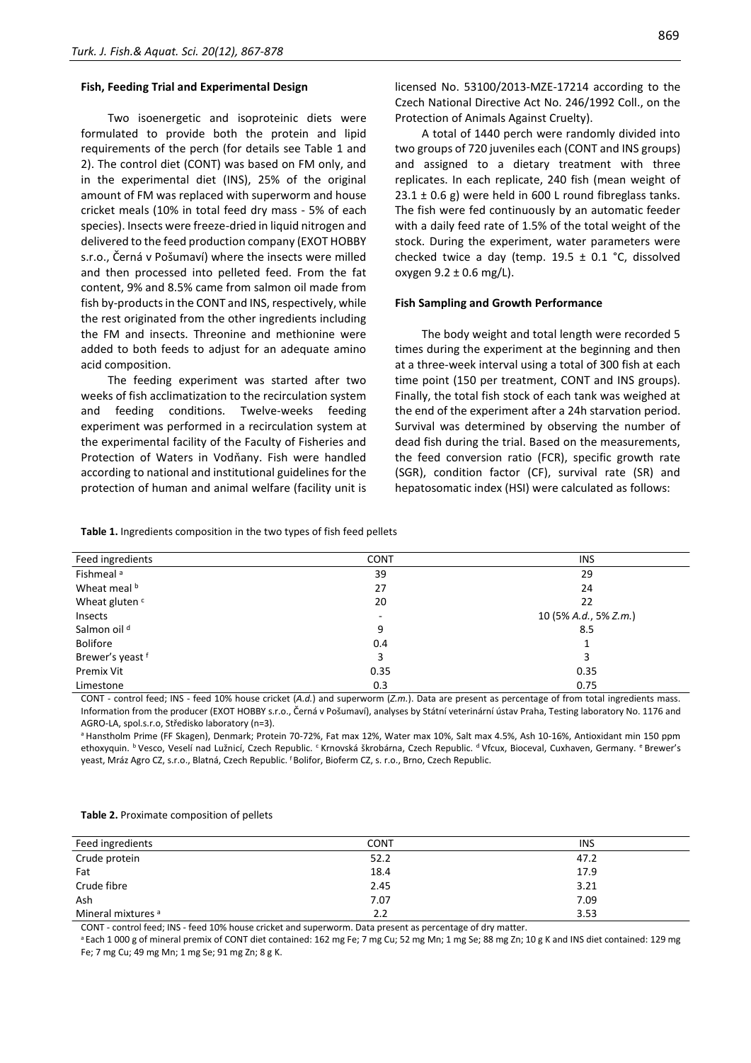### Fish, Feeding Trial and Experimental Design

Two isoenergetic and isoproteinic diets were formulated to provide both the protein and lipid requirements of the perch (for details see Table 1 and 2). The control diet (CONT) was based on FM only, and in the experimental diet (INS), 25% of the original amount of FM was replaced with superworm and house cricket meals (10% in total feed dry mass - 5% of each species). Insects were freeze-dried in liquid nitrogen and delivered to the feed production company (EXOT HOBBY s.r.o., Černá v Pošumaví) where the insects were milled and then processed into pelleted feed. From the fat content, 9% and 8.5% came from salmon oil made from fish by-products in the CONT and INS, respectively, while the rest originated from the other ingredients including the FM and insects. Threonine and methionine were added to both feeds to adjust for an adequate amino acid composition.

The feeding experiment was started after two weeks of fish acclimatization to the recirculation system and feeding conditions. Twelve-weeks feeding experiment was performed in a recirculation system at the experimental facility of the Faculty of Fisheries and Protection of Waters in Vodňany. Fish were handled according to national and institutional guidelines for the protection of human and animal welfare (facility unit is licensed No. 53100/2013-MZE-17214 according to the Czech National Directive Act No. 246/1992 Coll., on the Protection of Animals Against Cruelty).

A total of 1440 perch were randomly divided into two groups of 720 juveniles each (CONT and INS groups) and assigned to a dietary treatment with three replicates. In each replicate, 240 fish (mean weight of 23.1 ± 0.6 g) were held in 600 L round fibreglass tanks. The fish were fed continuously by an automatic feeder with a daily feed rate of 1.5% of the total weight of the stock. During the experiment, water parameters were checked twice a day (temp. 19.5 ± 0.1 °C, dissolved oxygen 9.2 ± 0.6 mg/L).

### Fish Sampling and Growth Performance

The body weight and total length were recorded 5 times during the experiment at the beginning and then at a three-week interval using a total of 300 fish at each time point (150 per treatment, CONT and INS groups). Finally, the total fish stock of each tank was weighed at the end of the experiment after a 24h starvation period. Survival was determined by observing the number of dead fish during the trial. Based on the measurements, the feed conversion ratio (FCR), specific growth rate (SGR), condition factor (CF), survival rate (SR) and hepatosomatic index (HSI) were calculated as follows:

**Table 1.** Ingredients composition in the two types of fish feed pellets

| Feed ingredients | CONT | INS |
|---|---|---|
| Fishmeal [a] | 39 | 29 |
| Wheat meal [b] | 27 | 24 |
| Wheat gluten [c] | 20 | 22 |
| Insects | - | 10 (5% *A.d.*, 5% *Z.m.*) |
| Salmon oil [d] | 9 | 8.5 |
| Bolifore | 0.4 | 1 |
| Brewer's yeast [f] | 3 | 3 |
| Premix Vit | 0.35 | 0.35 |
| Limestone | 0.3 | 0.75 |

CONT - control feed; INS - feed 10% house cricket (*A.d.*) and superworm (*Z.m.*). Data are present as percentage of from total ingredients mass. Information from the producer (EXOT HOBBY s.r.o., Černá v Pošumaví), analyses by Státní veterinární ústav Praha, Testing laboratory No. 1176 and AGRO-LA, spol.s.r.o, Středisko laboratory (n=3).

[a] Hanstholm Prime (FF Skagen), Denmark; Protein 70-72%, Fat max 12%, Water max 10%, Salt max 4.5%, Ash 10-16%, Antioxidant min 150 ppm ethoxyquin. [b] Vesco, Veselí nad Lužnicí, Czech Republic. [c] Krnovská škrobárna, Czech Republic. [d] Vfcux, Bioceval, Cuxhaven, Germany. [e] Brewer's yeast, Mráz Agro CZ, s.r.o., Blatná, Czech Republic. [f] Bolifor, Bioferm CZ, s. r.o., Brno, Czech Republic.

**Table 2.** Proximate composition of pellets

| Feed ingredients | CONT | INS |
|---|---|---|
| Crude protein | 52.2 | 47.2 |
| Fat | 18.4 | 17.9 |
| Crude fibre | 2.45 | 3.21 |
| Ash | 7.07 | 7.09 |
| Mineral mixtures [a] | 2.2 | 3.53 |

CONT - control feed; INS - feed 10% house cricket and superworm. Data present as percentage of dry matter.

[a] Each 1 000 g of mineral premix of CONT diet contained: 162 mg Fe; 7 mg Cu; 52 mg Mn; 1 mg Se; 88 mg Zn; 10 g K and INS diet contained: 129 mg Fe; 7 mg Cu; 49 mg Mn; 1 mg Se; 91 mg Zn; 8 g K.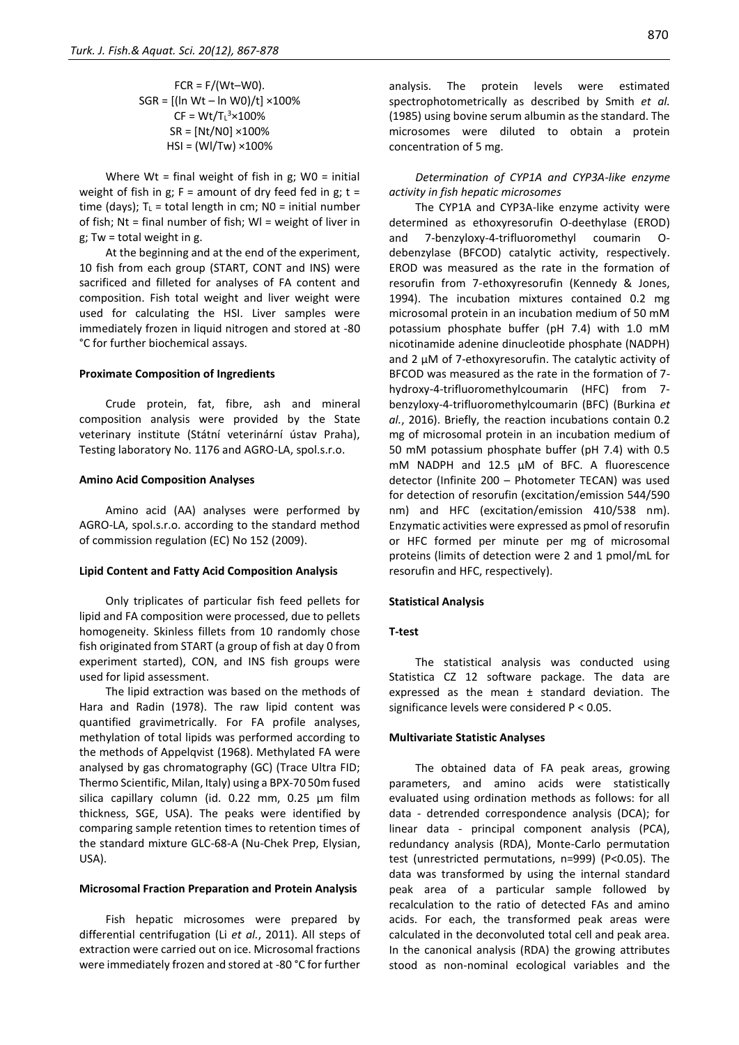$$FCR = F/(Wt–W0).$$
$$SGR = [(\ln Wt – \ln W0)/t] \times 100\%$$
$$CF = Wt/T_L^3 \times 100\%$$
$$SR = [Nt/N0] \times 100\%$$
$$HSI = (Wl/Tw) \times 100\%$$

Where Wt = final weight of fish in g; W0 = initial weight of fish in g; F = amount of dry feed fed in g; t = time (days); $T_L$ = total length in cm; N0 = initial number of fish; Nt = final number of fish; Wl = weight of liver in g; Tw = total weight in g.

At the beginning and at the end of the experiment, 10 fish from each group (START, CONT and INS) were sacrificed and filleted for analyses of FA content and composition. Fish total weight and liver weight were used for calculating the HSI. Liver samples were immediately frozen in liquid nitrogen and stored at -80 °C for further biochemical assays.

### Proximate Composition of Ingredients

Crude protein, fat, fibre, ash and mineral composition analysis were provided by the State veterinary institute (Státní veterinární ústav Praha), Testing laboratory No. 1176 and AGRO-LA, spol.s.r.o.

### Amino Acid Composition Analyses

Amino acid (AA) analyses were performed by AGRO-LA, spol.s.r.o. according to the standard method of commission regulation (EC) No 152 (2009).

### Lipid Content and Fatty Acid Composition Analysis

Only triplicates of particular fish feed pellets for lipid and FA composition were processed, due to pellets homogeneity. Skinless fillets from 10 randomly chose fish originated from START (a group of fish at day 0 from experiment started), CON, and INS fish groups were used for lipid assessment.

The lipid extraction was based on the methods of Hara and Radin (1978). The raw lipid content was quantified gravimetrically. For FA profile analyses, methylation of total lipids was performed according to the methods of Appelqvist (1968). Methylated FA were analysed by gas chromatography (GC) (Trace Ultra FID; Thermo Scientific, Milan, Italy) using a BPX-70 50m fused silica capillary column (id. 0.22 mm, 0.25 µm film thickness, SGE, USA). The peaks were identified by comparing sample retention times to retention times of the standard mixture GLC-68-A (Nu-Chek Prep, Elysian, USA).

### Microsomal Fraction Preparation and Protein Analysis

Fish hepatic microsomes were prepared by differential centrifugation (Li *et al.*, 2011). All steps of extraction were carried out on ice. Microsomal fractions were immediately frozen and stored at -80 °C for further analysis. The protein levels were estimated spectrophotometrically as described by Smith *et al.* (1985) using bovine serum albumin as the standard. The microsomes were diluted to obtain a protein concentration of 5 mg.

#### *Determination of CYP1A and CYP3A-like enzyme activity in fish hepatic microsomes*

The CYP1A and CYP3A-like enzyme activity were determined as ethoxyresorufin O-deethylase (EROD) and 7-benzyloxy-4-trifluoromethyl coumarin O-debenzylase (BFCOD) catalytic activity, respectively. EROD was measured as the rate in the formation of resorufin from 7-ethoxyresorufin (Kennedy & Jones, 1994). The incubation mixtures contained 0.2 mg microsomal protein in an incubation medium of 50 mM potassium phosphate buffer (pH 7.4) with 1.0 mM nicotinamide adenine dinucleotide phosphate (NADPH) and 2 µM of 7-ethoxyresorufin. The catalytic activity of BFCOD was measured as the rate in the formation of 7-hydroxy-4-trifluoromethylcoumarin (HFC) from 7-benzyloxy-4-trifluoromethylcoumarin (BFC) (Burkina *et al.*, 2016). Briefly, the reaction incubations contain 0.2 mg of microsomal protein in an incubation medium of 50 mM potassium phosphate buffer (pH 7.4) with 0.5 mM NADPH and 12.5 µM of BFC. A fluorescence detector (Infinite 200 – Photometer TECAN) was used for detection of resorufin (excitation/emission 544/590 nm) and HFC (excitation/emission 410/538 nm). Enzymatic activities were expressed as pmol of resorufin or HFC formed per minute per mg of microsomal proteins (limits of detection were 2 and 1 pmol/mL for resorufin and HFC, respectively).

### Statistical Analysis

#### T-test

The statistical analysis was conducted using Statistica CZ 12 software package. The data are expressed as the mean ± standard deviation. The significance levels were considered $P < 0.05$.

#### Multivariate Statistic Analyses

The obtained data of FA peak areas, growing parameters, and amino acids were statistically evaluated using ordination methods as follows: for all data - detrended correspondence analysis (DCA); for linear data - principal component analysis (PCA), redundancy analysis (RDA), Monte-Carlo permutation test (unrestricted permutations, n=999) ($P<0.05$). The data was transformed by using the internal standard peak area of a particular sample followed by recalculation to the ratio of detected FAs and amino acids. For each, the transformed peak areas were calculated in the deconvoluted total cell and peak area. In the canonical analysis (RDA) the growing attributes stood as non-nominal ecological variables and the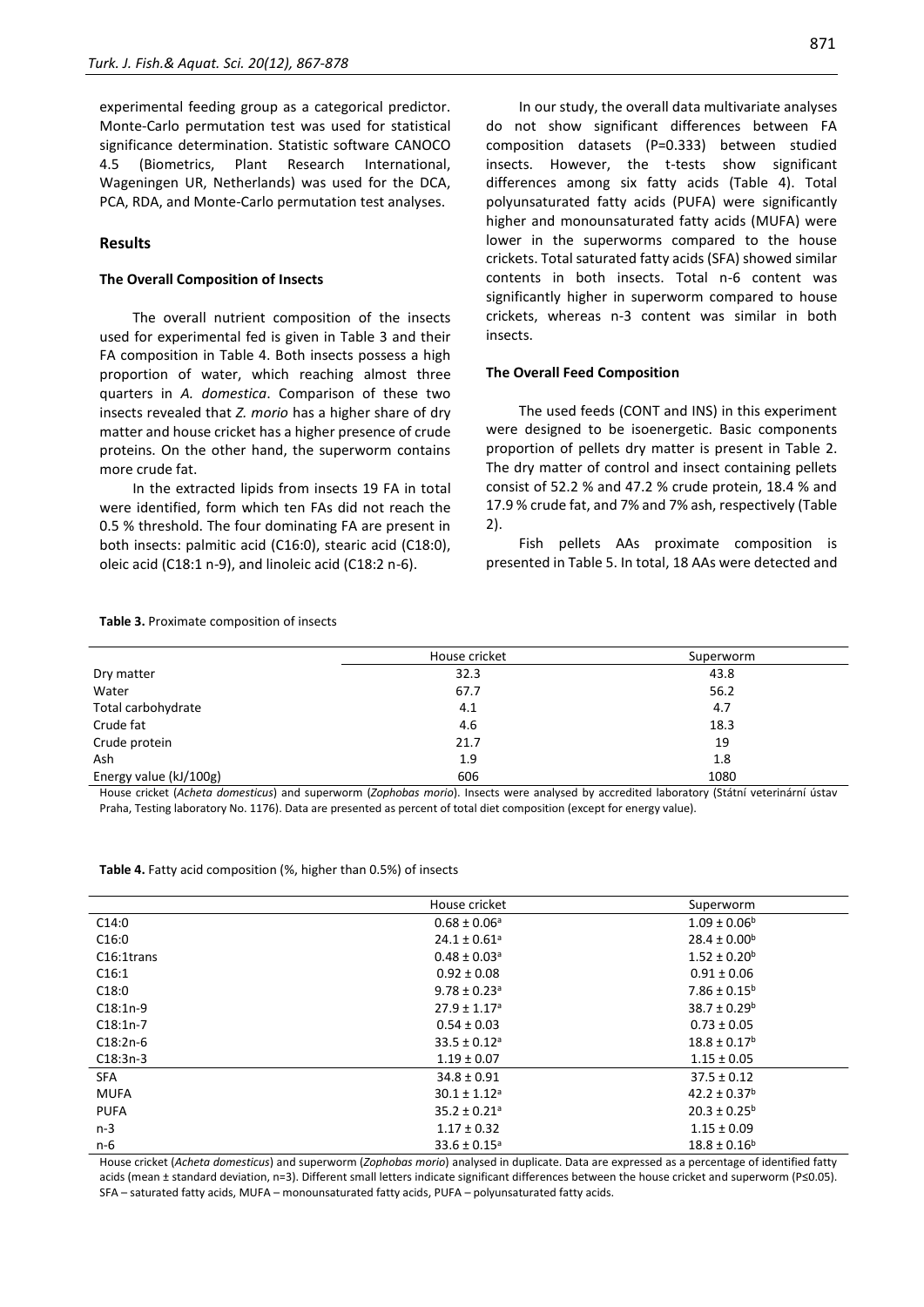experimental feeding group as a categorical predictor. Monte-Carlo permutation test was used for statistical significance determination. Statistic software CANOCO 4.5 (Biometrics, Plant Research International, Wageningen UR, Netherlands) was used for the DCA, PCA, RDA, and Monte-Carlo permutation test analyses.

## Results

### The Overall Composition of Insects

The overall nutrient composition of the insects used for experimental fed is given in Table 3 and their FA composition in Table 4. Both insects possess a high proportion of water, which reaching almost three quarters in *A. domestica*. Comparison of these two insects revealed that *Z. morio* has a higher share of dry matter and house cricket has a higher presence of crude proteins. On the other hand, the superworm contains more crude fat.

In the extracted lipids from insects 19 FA in total were identified, form which ten FAs did not reach the 0.5 % threshold. The four dominating FA are present in both insects: palmitic acid (C16:0), stearic acid (C18:0), oleic acid (C18:1 n-9), and linoleic acid (C18:2 n-6).

In our study, the overall data multivariate analyses do not show significant differences between FA composition datasets (P=0.333) between studied insects. However, the t-tests show significant differences among six fatty acids (Table 4). Total polyunsaturated fatty acids (PUFA) were significantly higher and monounsaturated fatty acids (MUFA) were lower in the superworms compared to the house crickets. Total saturated fatty acids (SFA) showed similar contents in both insects. Total n-6 content was significantly higher in superworm compared to house crickets, whereas n-3 content was similar in both insects.

### The Overall Feed Composition

The used feeds (CONT and INS) in this experiment were designed to be isoenergetic. Basic components proportion of pellets dry matter is present in Table 2. The dry matter of control and insect containing pellets consist of 52.2 % and 47.2 % crude protein, 18.4 % and 17.9 % crude fat, and 7% and 7% ash, respectively (Table 2).

Fish pellets AAs proximate composition is presented in Table 5. In total, 18 AAs were detected and

**Table 3.** Proximate composition of insects

| | House cricket | Superworm |
|---|---|---|
| Dry matter | 32.3 | 43.8 |
| Water | 67.7 | 56.2 |
| Total carbohydrate | 4.1 | 4.7 |
| Crude fat | 4.6 | 18.3 |
| Crude protein | 21.7 | 19 |
| Ash | 1.9 | 1.8 |
| Energy value (kJ/100g) | 606 | 1080 |

House cricket (*Acheta domesticus*) and superworm (*Zophobas morio*). Insects were analysed by accredited laboratory (Státní veterinární ústav Praha, Testing laboratory No. 1176). Data are presented as percent of total diet composition (except for energy value).

**Table 4.** Fatty acid composition (%, higher than 0.5%) of insects

| | House cricket | Superworm |
|---|---|---|
| C14:0 | $0.68 \pm 0.06^a$ | $1.09 \pm 0.06^b$ |
| C16:0 | $24.1 \pm 0.61^a$ | $28.4 \pm 0.00^b$ |
| C16:1trans | $0.48 \pm 0.03^a$ | $1.52 \pm 0.20^b$ |
| C16:1 | $0.92 \pm 0.08$ | $0.91 \pm 0.06$ |
| C18:0 | $9.78 \pm 0.23^a$ | $7.86 \pm 0.15^b$ |
| C18:1n-9 | $27.9 \pm 1.17^a$ | $38.7 \pm 0.29^b$ |
| C18:1n-7 | $0.54 \pm 0.03$ | $0.73 \pm 0.05$ |
| C18:2n-6 | $33.5 \pm 0.12^a$ | $18.8 \pm 0.17^b$ |
| C18:3n-3 | $1.19 \pm 0.07$ | $1.15 \pm 0.05$ |
| SFA | $34.8 \pm 0.91$ | $37.5 \pm 0.12$ |
| MUFA | $30.1 \pm 1.12^a$ | $42.2 \pm 0.37^b$ |
| PUFA | $35.2 \pm 0.21^a$ | $20.3 \pm 0.25^b$ |
| n-3 | $1.17 \pm 0.32$ | $1.15 \pm 0.09$ |
| n-6 | $33.6 \pm 0.15^a$ | $18.8 \pm 0.16^b$ |

House cricket (*Acheta domesticus*) and superworm (*Zophobas morio*) analysed in duplicate. Data are expressed as a percentage of identified fatty acids (mean ± standard deviation, n=3). Different small letters indicate significant differences between the house cricket and superworm (P≤0.05). SFA – saturated fatty acids, MUFA – monounsaturated fatty acids, PUFA – polyunsaturated fatty acids.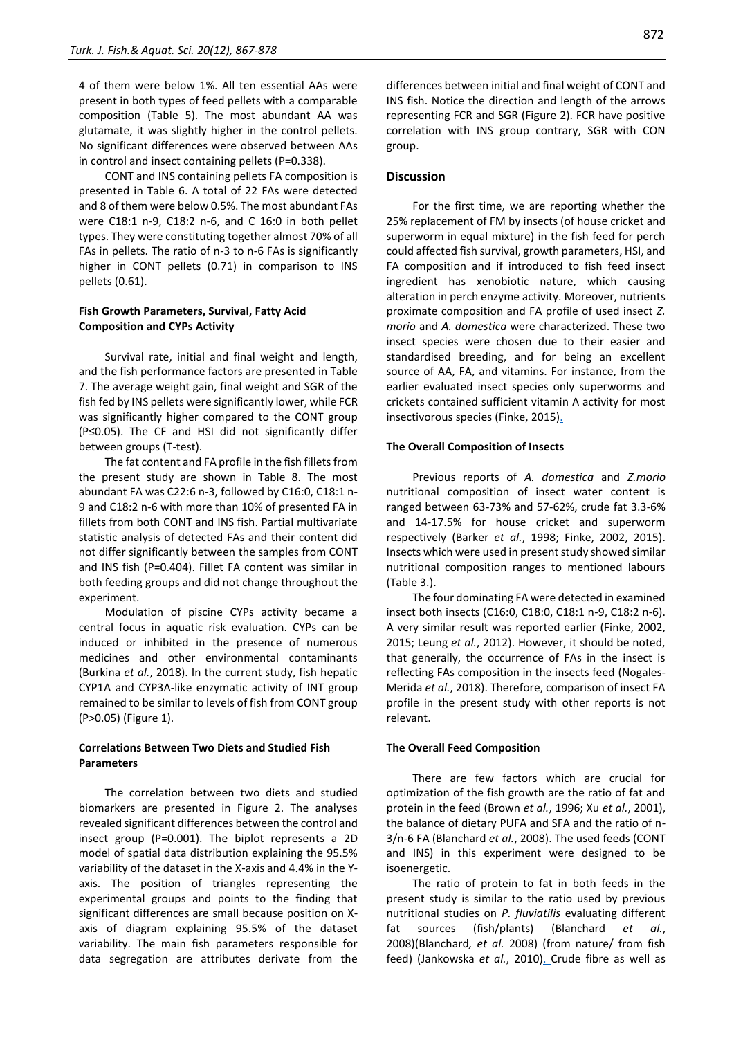4 of them were below 1%. All ten essential AAs were present in both types of feed pellets with a comparable composition (Table 5). The most abundant AA was glutamate, it was slightly higher in the control pellets. No significant differences were observed between AAs in control and insect containing pellets (P=0.338).

CONT and INS containing pellets FA composition is presented in Table 6. A total of 22 FAs were detected and 8 of them were below 0.5%. The most abundant FAs were C18:1 n-9, C18:2 n-6, and C 16:0 in both pellet types. They were constituting together almost 70% of all FAs in pellets. The ratio of n-3 to n-6 FAs is significantly higher in CONT pellets (0.71) in comparison to INS pellets (0.61).

### Fish Growth Parameters, Survival, Fatty Acid Composition and CYPs Activity

Survival rate, initial and final weight and length, and the fish performance factors are presented in Table 7. The average weight gain, final weight and SGR of the fish fed by INS pellets were significantly lower, while FCR was significantly higher compared to the CONT group (P≤0.05). The CF and HSI did not significantly differ between groups (T-test).

The fat content and FA profile in the fish fillets from the present study are shown in Table 8. The most abundant FA was C22:6 n-3, followed by C16:0, C18:1 n-9 and C18:2 n-6 with more than 10% of presented FA in fillets from both CONT and INS fish. Partial multivariate statistic analysis of detected FAs and their content did not differ significantly between the samples from CONT and INS fish (P=0.404). Fillet FA content was similar in both feeding groups and did not change throughout the experiment.

Modulation of piscine CYPs activity became a central focus in aquatic risk evaluation. CYPs can be induced or inhibited in the presence of numerous medicines and other environmental contaminants (Burkina *et al.*, 2018). In the current study, fish hepatic CYP1A and CYP3A-like enzymatic activity of INT group remained to be similar to levels of fish from CONT group (P>0.05) (Figure 1).

### Correlations Between Two Diets and Studied Fish Parameters

The correlation between two diets and studied biomarkers are presented in Figure 2. The analyses revealed significant differences between the control and insect group (P=0.001). The biplot represents a 2D model of spatial data distribution explaining the 95.5% variability of the dataset in the X-axis and 4.4% in the Y-axis. The position of triangles representing the experimental groups and points to the finding that significant differences are small because position on X-axis of diagram explaining 95.5% of the dataset variability. The main fish parameters responsible for data segregation are attributes derivate from the differences between initial and final weight of CONT and INS fish. Notice the direction and length of the arrows representing FCR and SGR (Figure 2). FCR have positive correlation with INS group contrary, SGR with CON group.

## Discussion

For the first time, we are reporting whether the 25% replacement of FM by insects (of house cricket and superworm in equal mixture) in the fish feed for perch could affected fish survival, growth parameters, HSI, and FA composition and if introduced to fish feed insect ingredient has xenobiotic nature, which causing alteration in perch enzyme activity. Moreover, nutrients proximate composition and FA profile of used insect *Z. morio* and *A. domestica* were characterized. These two insect species were chosen due to their easier and standardised breeding, and for being an excellent source of AA, FA, and vitamins. For instance, from the earlier evaluated insect species only superworms and crickets contained sufficient vitamin A activity for most insectivorous species (Finke, 2015).

### The Overall Composition of Insects

Previous reports of *A. domestica* and *Z.morio* nutritional composition of insect water content is ranged between 63-73% and 57-62%, crude fat 3.3-6% and 14-17.5% for house cricket and superworm respectively (Barker *et al.*, 1998; Finke, 2002, 2015). Insects which were used in present study showed similar nutritional composition ranges to mentioned labours (Table 3.).

The four dominating FA were detected in examined insect both insects (C16:0, C18:0, C18:1 n-9, C18:2 n-6). A very similar result was reported earlier (Finke, 2002, 2015; Leung *et al.*, 2012). However, it should be noted, that generally, the occurrence of FAs in the insect is reflecting FAs composition in the insects feed (Nogales-Merida *et al.*, 2018). Therefore, comparison of insect FA profile in the present study with other reports is not relevant.

### The Overall Feed Composition

There are few factors which are crucial for optimization of the fish growth are the ratio of fat and protein in the feed (Brown *et al.*, 1996; Xu *et al.*, 2001), the balance of dietary PUFA and SFA and the ratio of n-3/n-6 FA (Blanchard *et al.*, 2008). The used feeds (CONT and INS) in this experiment were designed to be isoenergetic.

The ratio of protein to fat in both feeds in the present study is similar to the ratio used by previous nutritional studies on *P. fluviatilis* evaluating different fat sources (fish/plants) (Blanchard *et al.*, 2008)(Blanchard*, et al.* 2008) (from nature/ from fish feed) (Jankowska *et al.*, 2010). Crude fibre as well as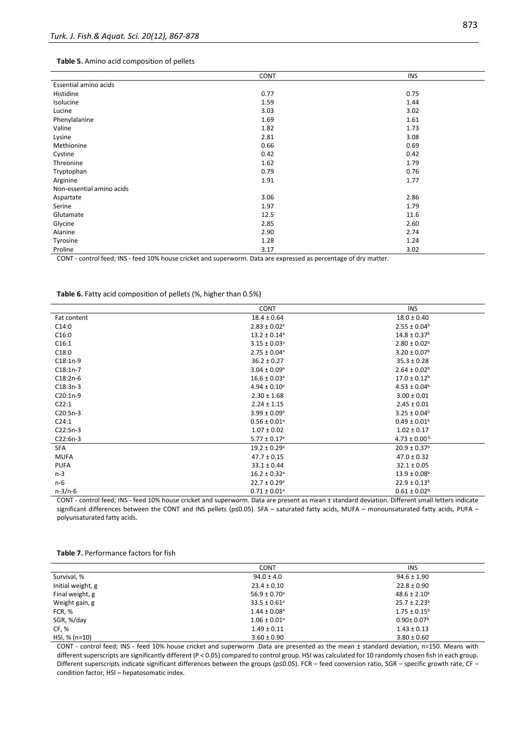**Table 5.** Amino acid composition of pellets

| | CONT | INS |
|---|---|---|
| Essential amino acids | | |
| Histidine | 0.77 | 0.75 |
| Isolucine | 1.59 | 1.44 |
| Lucine | 3.03 | 3.02 |
| Phenylalanine | 1.69 | 1.61 |
| Valine | 1.82 | 1.73 |
| Lysine | 2.81 | 3.08 |
| Methionine | 0.66 | 0.69 |
| Cystine | 0.42 | 0.42 |
| Threonine | 1.62 | 1.79 |
| Tryptophan | 0.79 | 0.76 |
| Arginine | 1.91 | 1.77 |
| Non-essential amino acids | | |
| Aspartate | 3.06 | 2.86 |
| Serine | 1.97 | 1.79 |
| Glutamate | 12.5 | 11.6 |
| Glycine | 2.85 | 2.60 |
| Alanine | 2.90 | 2.74 |
| Tyrosine | 1.28 | 1.24 |
| Proline | 3.17 | 3.02 |

CONT - control feed; INS - feed 10% house cricket and superworm. Data are expressed as percentage of dry matter.

**Table 6.** Fatty acid composition of pellets (%, higher than 0.5%)

| | CONT | INS |
|---|---|---|
| Fat content | 18.4 ± 0.64 | 18.0 ± 0.40 |
| C14:0 | 2.83 ± 0.02[a] | 2.55 ± 0.04[b] |
| C16:0 | 13.2 ± 0.14[a] | 14.8 ± 0.37[b] |
| C16:1 | 3.15 ± 0.03[a] | 2.80 ± 0.02[b] |
| C18:0 | 2.75 ± 0.04[a] | 3.20 ± 0.07[b] |
| C18:1n-9 | 36.2 ± 0.27 | 35.3 ± 0.28 |
| C18:1n-7 | 3.04 ± 0.09[a] | 2.64 ± 0.02[b] |
| C18:2n-6 | 16.6 ± 0.03[a] | 17.0 ± 0.12[b] |
| C18:3n-3 | 4.94 ± 0.10[a] | 4.53 ± 0.04[b] |
| C20:1n-9 | 2.30 ± 1.68 | 3.00 ± 0.01 |
| C22:1 | 2.24 ± 1.15 | 2.45 ± 0.01 |
| C20:5n-3 | 3.99 ± 0.09[a] | 3.25 ± 0.04[b] |
| C24:1 | 0.56 ± 0.01[a] | 0.49 ± 0.01[b] |
| C22:5n-3 | 1.07 ± 0.02 | 1.02 ± 0.17 |
| C22:6n-3 | 5.77 ± 0.17[a] | 4.73 ± 0.00[b] |
| SFA | 19.2 ± 0.29[a] | 20.9 ± 0.37[b] |
| MUFA | 47.7 ± 0.15 | 47.0 ± 0.32 |
| PUFA | 33.1 ± 0.44 | 32.1 ± 0.05 |
| n-3 | 16.2 ± 0.32[a] | 13.9 ± 0.08[b] |
| n-6 | 22.7 ± 0.29[a] | 22.9 ± 0.13[b] |
| n-3/n-6 | 0.71 ± 0.01[a] | 0.61 ± 0.02[b] |

CONT - control feed; INS - feed 10% house cricket and superworm. Data are present as mean ± standard deviation. Different small letters indicate significant differences between the CONT and INS pellets ($p \leq 0.05$). SFA – saturated fatty acids, MUFA – monounsaturated fatty acids, PUFA – polyunsaturated fatty acids.

**Table 7.** Performance factors for fish

| | CONT | INS |
|---|---|---|
| Survival, % | 94.0 ± 4.0 | 94.6 ± 1.90 |
| Initial weight, g | 23.4 ± 0.10 | 22.8 ± 0.90 |
| Final weight, g | 56.9 ± 0.70[a] | 48.6 ± 2.10[b] |
| Weight gain, g | 33.5 ± 0.61[a] | 25.7 ± 2.23[b] |
| FCR, % | 1.44 ± 0.08[a] | 1.75 ± 0.15[b] |
| SGR, %/day | 1.06 ± 0.01[a] | 0.90± 0.07[b] |
| CF, % | 1.49 ± 0.11 | 1.43 ± 0.13 |
| HSI, % (n=10) | 3.60 ± 0.90 | 3.80 ± 0.60 |

CONT - control feed; INS - feed 10% house cricket and superworm .Data are presented as the mean ± standard deviation, n=150. Means with different superscripts are significantly different ($P < 0.05$) compared to control group. HSI was calculated for 10 randomly chosen fish in each group. Different superscripts indicate significant differences between the groups ($p \leq 0.05$). FCR – feed conversion ratio, SGR – specific growth rate, CF – condition factor, HSI – hepatosomatic index.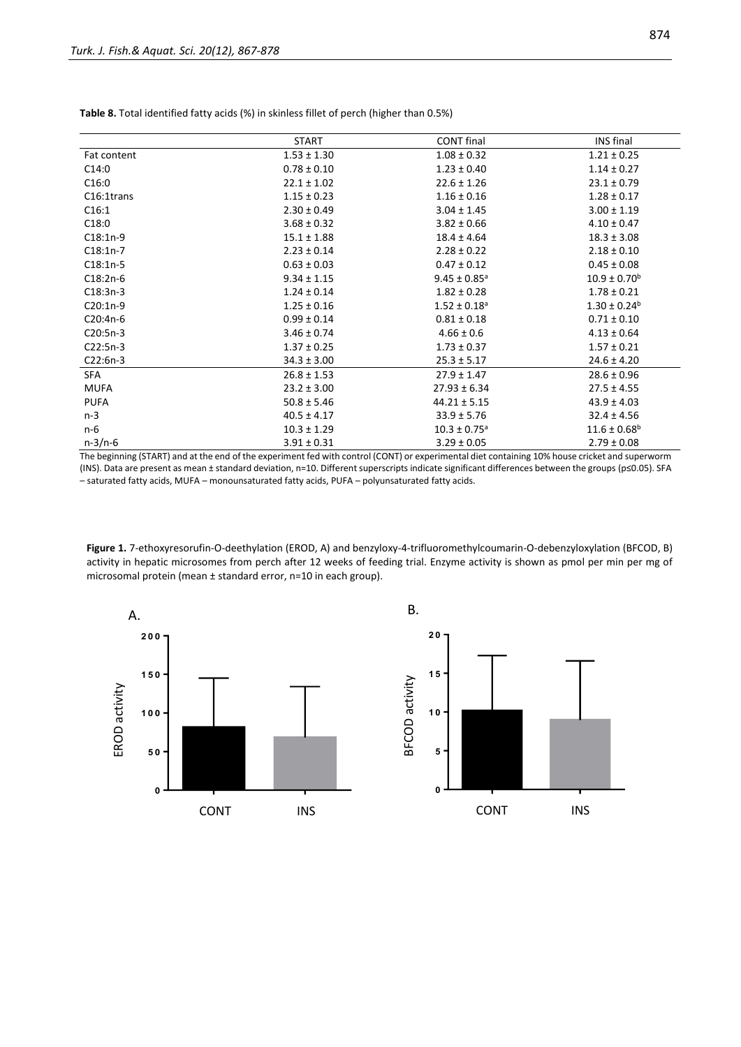**Table 8.** Total identified fatty acids (%) in skinless fillet of perch (higher than 0.5%)

| | START | CONT final | INS final |
|---|---|---|---|
| Fat content | 1.53 ± 1.30 | 1.08 ± 0.32 | 1.21 ± 0.25 |
| C14:0 | 0.78 ± 0.10 | 1.23 ± 0.40 | 1.14 ± 0.27 |
| C16:0 | 22.1 ± 1.02 | 22.6 ± 1.26 | 23.1 ± 0.79 |
| C16:1trans | 1.15 ± 0.23 | 1.16 ± 0.16 | 1.28 ± 0.17 |
| C16:1 | 2.30 ± 0.49 | 3.04 ± 1.45 | 3.00 ± 1.19 |
| C18:0 | 3.68 ± 0.32 | 3.82 ± 0.66 | 4.10 ± 0.47 |
| C18:1n-9 | 15.1 ± 1.88 | 18.4 ± 4.64 | 18.3 ± 3.08 |
| C18:1n-7 | 2.23 ± 0.14 | 2.28 ± 0.22 | 2.18 ± 0.10 |
| C18:1n-5 | 0.63 ± 0.03 | 0.47 ± 0.12 | 0.45 ± 0.08 |
| C18:2n-6 | 9.34 ± 1.15 | 9.45 ± 0.85[a] | 10.9 ± 0.70[b] |
| C18:3n-3 | 1.24 ± 0.14 | 1.82 ± 0.28 | 1.78 ± 0.21 |
| C20:1n-9 | 1.25 ± 0.16 | 1.52 ± 0.18[a] | 1.30 ± 0.24[b] |
| C20:4n-6 | 0.99 ± 0.14 | 0.81 ± 0.18 | 0.71 ± 0.10 |
| C20:5n-3 | 3.46 ± 0.74 | 4.66 ± 0.6 | 4.13 ± 0.64 |
| C22:5n-3 | 1.37 ± 0.25 | 1.73 ± 0.37 | 1.57 ± 0.21 |
| C22:6n-3 | 34.3 ± 3.00 | 25.3 ± 5.17 | 24.6 ± 4.20 |
| SFA | 26.8 ± 1.53 | 27.9 ± 1.47 | 28.6 ± 0.96 |
| MUFA | 23.2 ± 3.00 | 27.93 ± 6.34 | 27.5 ± 4.55 |
| PUFA | 50.8 ± 5.46 | 44.21 ± 5.15 | 43.9 ± 4.03 |
| n-3 | 40.5 ± 4.17 | 33.9 ± 5.76 | 32.4 ± 4.56 |
| n-6 | 10.3 ± 1.29 | 10.3 ± 0.75[a] | 11.6 ± 0.68[b] |
| n-3/n-6 | 3.91 ± 0.31 | 3.29 ± 0.05 | 2.79 ± 0.08 |

The beginning (START) and at the end of the experiment fed with control (CONT) or experimental diet containing 10% house cricket and superworm (INS). Data are present as mean ± standard deviation, n=10. Different superscripts indicate significant differences between the groups ($p \leq 0.05$). SFA – saturated fatty acids, MUFA – monounsaturated fatty acids, PUFA – polyunsaturated fatty acids.

**Figure 1.** 7-ethoxyresorufin-O-deethylation (EROD, A) and benzyloxy-4-trifluoromethylcoumarin-O-debenzyloxylation (BFCOD, B) activity in hepatic microsomes from perch after 12 weeks of feeding trial. Enzyme activity is shown as pmol per min per mg of microsomal protein (mean ± standard error, n=10 in each group).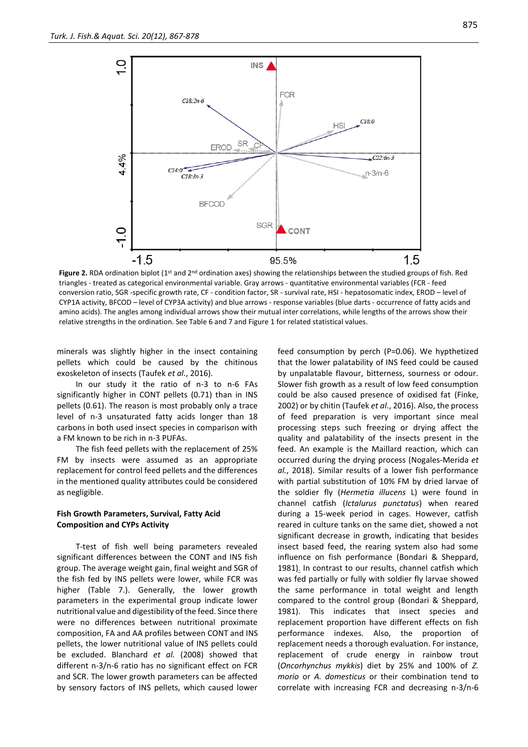**Figure 2.** RDA ordination biplot (1st and 2nd ordination axes) showing the relationships between the studied groups of fish. Red triangles - treated as categorical environmental variable. Gray arrows - quantitative environmental variables (FCR - feed conversion ratio, SGR -specific growth rate, CF - condition factor, SR - survival rate, HSI - hepatosomatic index, EROD – level of CYP1A activity, BFCOD – level of CYP3A activity) and blue arrows - response variables (blue darts - occurrence of fatty acids and amino acids). The angles among individual arrows show their mutual inter correlations, while lengths of the arrows show their relative strengths in the ordination. See Table 6 and 7 and Figure 1 for related statistical values.

minerals was slightly higher in the insect containing pellets which could be caused by the chitinous exoskeleton of insects (Taufek *et al.*, 2016).

In our study it the ratio of n-3 to n-6 FAs significantly higher in CONT pellets (0.71) than in INS pellets (0.61). The reason is most probably only a trace level of n-3 unsaturated fatty acids longer than 18 carbons in both used insect species in comparison with a FM known to be rich in n-3 PUFAs.

The fish feed pellets with the replacement of 25% FM by insects were assumed as an appropriate replacement for control feed pellets and the differences in the mentioned quality attributes could be considered as negligible.

### Fish Growth Parameters, Survival, Fatty Acid Composition and CYPs Activity

T-test of fish well being parameters revealed significant differences between the CONT and INS fish group. The average weight gain, final weight and SGR of the fish fed by INS pellets were lower, while FCR was higher (Table 7.). Generally, the lower growth parameters in the experimental group indicate lower nutritional value and digestibility of the feed. Since there were no differences between nutritional proximate composition, FA and AA profiles between CONT and INS pellets, the lower nutritional value of INS pellets could be excluded. Blanchard *et al.* (2008) showed that different n-3/n-6 ratio has no significant effect on FCR and SCR. The lower growth parameters can be affected by sensory factors of INS pellets, which caused lower feed consumption by perch (P=0.06). We hypthetized that the lower palatability of INS feed could be caused by unpalatable flavour, bitterness, sourness or odour. Slower fish growth as a result of low feed consumption could be also caused presence of oxidised fat (Finke, 2002) or by chitin (Taufek *et al.*, 2016). Also, the process of feed preparation is very important since meal processing steps such freezing or drying affect the quality and palatability of the insects present in the feed. An example is the Maillard reaction, which can occurred during the drying process (Nogales-Merida *et al.*, 2018). Similar results of a lower fish performance with partial substitution of 10% FM by dried larvae of the soldier fly (*Hermetia illucens* L) were found in channel catfish (*Ictalurus punctatus*) when reared during a 15-week period in cages. However, catfish reared in culture tanks on the same diet, showed a not significant decrease in growth, indicating that besides insect based feed, the rearing system also had some influence on fish performance (Bondari & Sheppard, 1981). In contrast to our results, channel catfish which was fed partially or fully with soldier fly larvae showed the same performance in total weight and length compared to the control group (Bondari & Sheppard, 1981). This indicates that insect species and replacement proportion have different effects on fish performance indexes. Also, the proportion of replacement needs a thorough evaluation. For instance, replacement of crude energy in rainbow trout (*Oncorhynchus mykkis*) diet by 25% and 100% of *Z. morio* or *A. domesticus* or their combination tend to correlate with increasing FCR and decreasing n-3/n-6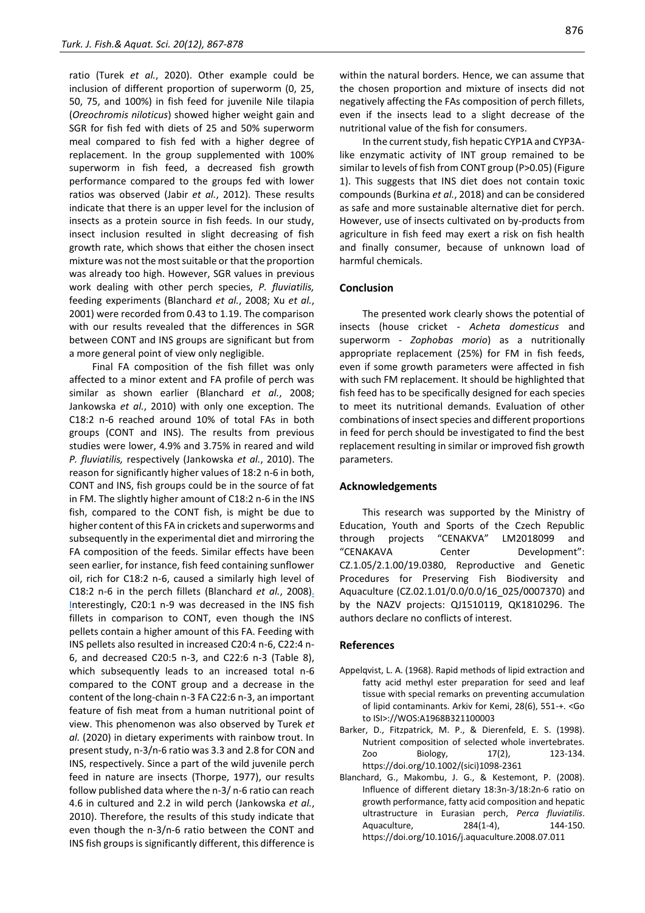ratio (Turek *et al.*, 2020). Other example could be inclusion of different proportion of superworm (0, 25, 50, 75, and 100%) in fish feed for juvenile Nile tilapia (*Oreochromis niloticus*) showed higher weight gain and SGR for fish fed with diets of 25 and 50% superworm meal compared to fish fed with a higher degree of replacement. In the group supplemented with 100% superworm in fish feed, a decreased fish growth performance compared to the groups fed with lower ratios was observed (Jabir *et al.*, 2012). These results indicate that there is an upper level for the inclusion of insects as a protein source in fish feeds. In our study, insect inclusion resulted in slight decreasing of fish growth rate, which shows that either the chosen insect mixture was not the most suitable or that the proportion was already too high. However, SGR values in previous work dealing with other perch species, *P. fluviatilis,* feeding experiments (Blanchard *et al.*, 2008; Xu *et al.*, 2001) were recorded from 0.43 to 1.19. The comparison with our results revealed that the differences in SGR between CONT and INS groups are significant but from a more general point of view only negligible.

Final FA composition of the fish fillet was only affected to a minor extent and FA profile of perch was similar as shown earlier (Blanchard *et al.*, 2008; Jankowska *et al.*, 2010) with only one exception. The C18:2 n-6 reached around 10% of total FAs in both groups (CONT and INS). The results from previous studies were lower, 4.9% and 3.75% in reared and wild *P. fluviatilis,* respectively (Jankowska *et al.*, 2010). The reason for significantly higher values of 18:2 n-6 in both, CONT and INS, fish groups could be in the source of fat in FM. The slightly higher amount of C18:2 n-6 in the INS fish, compared to the CONT fish, is might be due to higher content of this FA in crickets and superworms and subsequently in the experimental diet and mirroring the FA composition of the feeds. Similar effects have been seen earlier, for instance, fish feed containing sunflower oil, rich for C18:2 n-6, caused a similarly high level of C18:2 n-6 in the perch fillets (Blanchard *et al.*, 2008). Interestingly, C20:1 n-9 was decreased in the INS fish fillets in comparison to CONT, even though the INS pellets contain a higher amount of this FA. Feeding with INS pellets also resulted in increased C20:4 n-6, C22:4 n-6, and decreased C20:5 n-3, and C22:6 n-3 (Table 8), which subsequently leads to an increased total n-6 compared to the CONT group and a decrease in the content of the long-chain n-3 FA C22:6 n-3, an important feature of fish meat from a human nutritional point of view. This phenomenon was also observed by Turek *et al.* (2020) in dietary experiments with rainbow trout. In present study, n-3/n-6 ratio was 3.3 and 2.8 for CON and INS, respectively. Since a part of the wild juvenile perch feed in nature are insects (Thorpe, 1977), our results follow published data where the n-3/ n-6 ratio can reach 4.6 in cultured and 2.2 in wild perch (Jankowska *et al.*, 2010). Therefore, the results of this study indicate that even though the n-3/n-6 ratio between the CONT and INS fish groups is significantly different, this difference is within the natural borders. Hence, we can assume that the chosen proportion and mixture of insects did not negatively affecting the FAs composition of perch fillets, even if the insects lead to a slight decrease of the nutritional value of the fish for consumers.

In the current study, fish hepatic CYP1A and CYP3A-like enzymatic activity of INT group remained to be similar to levels of fish from CONT group ($P>0.05$) (Figure 1). This suggests that INS diet does not contain toxic compounds (Burkina *et al.*, 2018) and can be considered as safe and more sustainable alternative diet for perch. However, use of insects cultivated on by-products from agriculture in fish feed may exert a risk on fish health and finally consumer, because of unknown load of harmful chemicals.

## Conclusion

The presented work clearly shows the potential of insects (house cricket - *Acheta domesticus* and superworm - *Zophobas morio*) as a nutritionally appropriate replacement (25%) for FM in fish feeds, even if some growth parameters were affected in fish with such FM replacement. It should be highlighted that fish feed has to be specifically designed for each species to meet its nutritional demands. Evaluation of other combinations of insect species and different proportions in feed for perch should be investigated to find the best replacement resulting in similar or improved fish growth parameters.

## Acknowledgements

This research was supported by the Ministry of Education, Youth and Sports of the Czech Republic through projects "CENAKVA" LM2018099 and "CENAKAVA Center Development": CZ.1.05/2.1.00/19.0380, Reproductive and Genetic Procedures for Preserving Fish Biodiversity and Aquaculture (CZ.02.1.01/0.0/0.0/16_025/0007370) and by the NAZV projects: QJ1510119, QK1810296. The authors declare no conflicts of interest.

## References

Appelqvist, L. A. (1968). Rapid methods of lipid extraction and fatty acid methyl ester preparation for seed and leaf tissue with special remarks on preventing accumulation of lipid contaminants. Arkiv for Kemi, 28(6), 551-+. <Go to ISI>://WOS:A1968B321100003

Barker, D., Fitzpatrick, M. P., & Dierenfeld, E. S. (1998). Nutrient composition of selected whole invertebrates. Zoo Biology, 17(2), 123-134. https://doi.org/10.1002/(sici)1098-2361

Blanchard, G., Makombu, J. G., & Kestemont, P. (2008). Influence of different dietary 18:3n-3/18:2n-6 ratio on growth performance, fatty acid composition and hepatic ultrastructure in Eurasian perch, *Perca fluviatilis*. Aquaculture, 284(1-4), 144-150. https://doi.org/10.1016/j.aquaculture.2008.07.011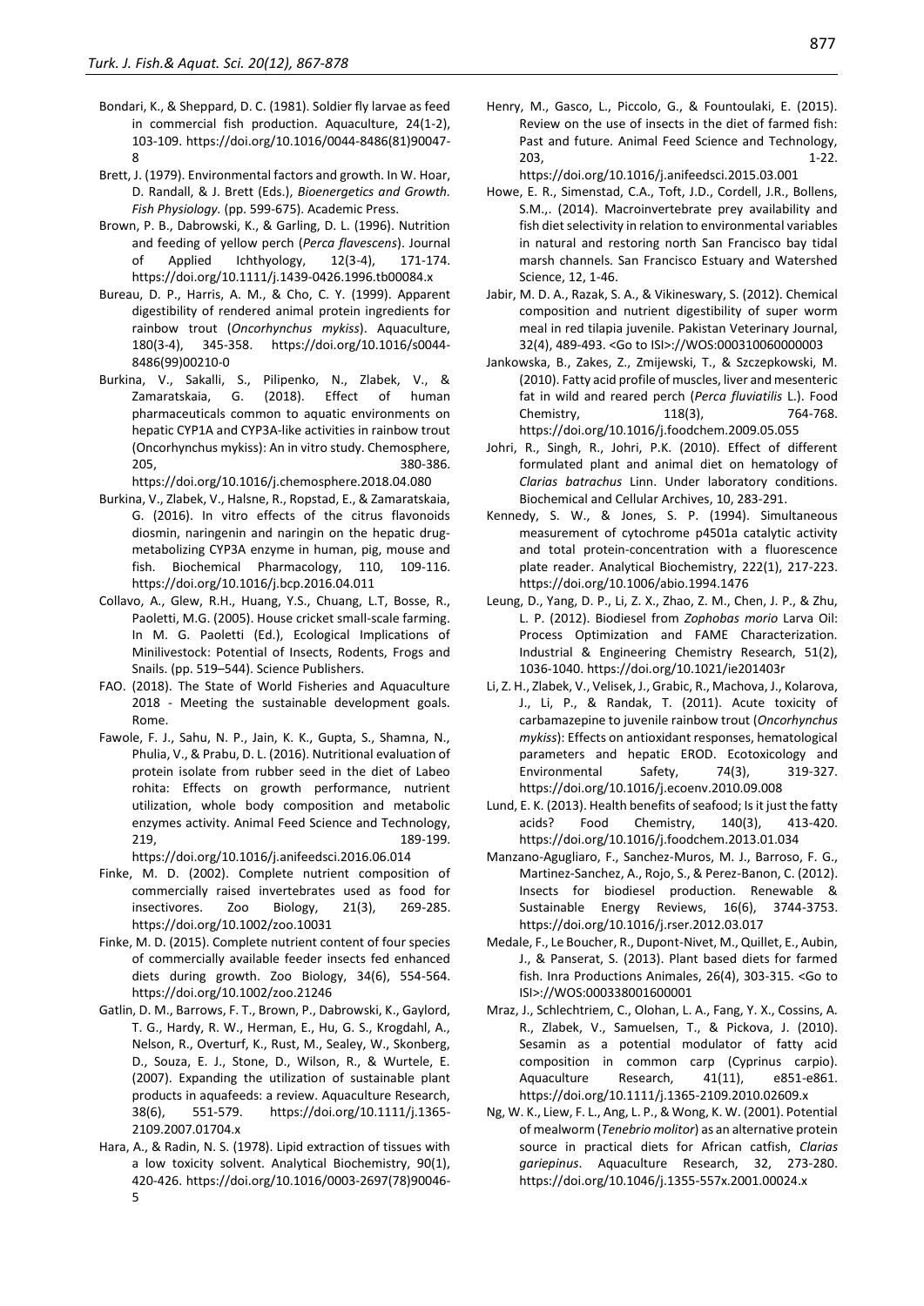Bondari, K., & Sheppard, D. C. (1981). Soldier fly larvae as feed in commercial fish production. Aquaculture, 24(1-2), 103-109. https://doi.org/10.1016/0044-8486(81)90047-8

Brett, J. (1979). Environmental factors and growth. In W. Hoar, D. Randall, & J. Brett (Eds.), *Bioenergetics and Growth. Fish Physiology.* (pp. 599-675). Academic Press.

Brown, P. B., Dabrowski, K., & Garling, D. L. (1996). Nutrition and feeding of yellow perch (*Perca flavescens*). Journal of Applied Ichthyology, 12(3-4), 171-174. https://doi.org/10.1111/j.1439-0426.1996.tb00084.x

Bureau, D. P., Harris, A. M., & Cho, C. Y. (1999). Apparent digestibility of rendered animal protein ingredients for rainbow trout (*Oncorhynchus mykiss*). Aquaculture, 180(3-4), 345-358. https://doi.org/10.1016/s0044-8486(99)00210-0

Burkina, V., Sakalli, S., Pilipenko, N., Zlabek, V., & Zamaratskaia, G. (2018). Effect of human pharmaceuticals common to aquatic environments on hepatic CYP1A and CYP3A-like activities in rainbow trout (Oncorhynchus mykiss): An in vitro study. Chemosphere, 205, 380-386. https://doi.org/10.1016/j.chemosphere.2018.04.080

Burkina, V., Zlabek, V., Halsne, R., Ropstad, E., & Zamaratskaia, G. (2016). In vitro effects of the citrus flavonoids diosmin, naringenin and naringin on the hepatic drug-metabolizing CYP3A enzyme in human, pig, mouse and fish. Biochemical Pharmacology, 110, 109-116. https://doi.org/10.1016/j.bcp.2016.04.011

Collavo, A., Glew, R.H., Huang, Y.S., Chuang, L.T, Bosse, R., Paoletti, M.G. (2005). House cricket small-scale farming. In M. G. Paoletti (Ed.), Ecological Implications of Minilivestock: Potential of Insects, Rodents, Frogs and Snails. (pp. 519–544). Science Publishers.

FAO. (2018). The State of World Fisheries and Aquaculture 2018 - Meeting the sustainable development goals. Rome.

Fawole, F. J., Sahu, N. P., Jain, K. K., Gupta, S., Shamna, N., Phulia, V., & Prabu, D. L. (2016). Nutritional evaluation of protein isolate from rubber seed in the diet of Labeo rohita: Effects on growth performance, nutrient utilization, whole body composition and metabolic enzymes activity. Animal Feed Science and Technology, 219, 189-199. https://doi.org/10.1016/j.anifeedsci.2016.06.014

Finke, M. D. (2002). Complete nutrient composition of commercially raised invertebrates used as food for insectivores. Zoo Biology, 21(3), 269-285. https://doi.org/10.1002/zoo.10031

Finke, M. D. (2015). Complete nutrient content of four species of commercially available feeder insects fed enhanced diets during growth. Zoo Biology, 34(6), 554-564. https://doi.org/10.1002/zoo.21246

Gatlin, D. M., Barrows, F. T., Brown, P., Dabrowski, K., Gaylord, T. G., Hardy, R. W., Herman, E., Hu, G. S., Krogdahl, A., Nelson, R., Overturf, K., Rust, M., Sealey, W., Skonberg, D., Souza, E. J., Stone, D., Wilson, R., & Wurtele, E. (2007). Expanding the utilization of sustainable plant products in aquafeeds: a review. Aquaculture Research, 38(6), 551-579. https://doi.org/10.1111/j.1365-2109.2007.01704.x

Hara, A., & Radin, N. S. (1978). Lipid extraction of tissues with a low toxicity solvent. Analytical Biochemistry, 90(1), 420-426. https://doi.org/10.1016/0003-2697(78)90046-5

Henry, M., Gasco, L., Piccolo, G., & Fountoulaki, E. (2015). Review on the use of insects in the diet of farmed fish: Past and future. Animal Feed Science and Technology, 203, 1-22. https://doi.org/10.1016/j.anifeedsci.2015.03.001

Howe, E. R., Simenstad, C.A., Toft, J.D., Cordell, J.R., Bollens, S.M.,. (2014). Macroinvertebrate prey availability and fish diet selectivity in relation to environmental variables in natural and restoring north San Francisco bay tidal marsh channels. San Francisco Estuary and Watershed Science, 12, 1-46.

Jabir, M. D. A., Razak, S. A., & Vikineswary, S. (2012). Chemical composition and nutrient digestibility of super worm meal in red tilapia juvenile. Pakistan Veterinary Journal, 32(4), 489-493. <Go to ISI>://WOS:000310060000003

Jankowska, B., Zakes, Z., Zmijewski, T., & Szczepkowski, M. (2010). Fatty acid profile of muscles, liver and mesenteric fat in wild and reared perch (*Perca fluviatilis* L.). Food Chemistry, 118(3), 764-768. https://doi.org/10.1016/j.foodchem.2009.05.055

Johri, R., Singh, R., Johri, P.K. (2010). Effect of different formulated plant and animal diet on hematology of *Clarias batrachus* Linn. Under laboratory conditions. Biochemical and Cellular Archives, 10, 283-291.

Kennedy, S. W., & Jones, S. P. (1994). Simultaneous measurement of cytochrome p4501a catalytic activity and total protein-concentration with a fluorescence plate reader. Analytical Biochemistry, 222(1), 217-223. https://doi.org/10.1006/abio.1994.1476

Leung, D., Yang, D. P., Li, Z. X., Zhao, Z. M., Chen, J. P., & Zhu, L. P. (2012). Biodiesel from *Zophobas morio* Larva Oil: Process Optimization and FAME Characterization. Industrial & Engineering Chemistry Research, 51(2), 1036-1040. https://doi.org/10.1021/ie201403r

Li, Z. H., Zlabek, V., Velisek, J., Grabic, R., Machova, J., Kolarova, J., Li, P., & Randak, T. (2011). Acute toxicity of carbamazepine to juvenile rainbow trout (*Oncorhynchus mykiss*): Effects on antioxidant responses, hematological parameters and hepatic EROD. Ecotoxicology and Environmental Safety, 74(3), 319-327. https://doi.org/10.1016/j.ecoenv.2010.09.008

Lund, E. K. (2013). Health benefits of seafood; Is it just the fatty acids? Food Chemistry, 140(3), 413-420. https://doi.org/10.1016/j.foodchem.2013.01.034

Manzano-Agugliaro, F., Sanchez-Muros, M. J., Barroso, F. G., Martinez-Sanchez, A., Rojo, S., & Perez-Banon, C. (2012). Insects for biodiesel production. Renewable & Sustainable Energy Reviews, 16(6), 3744-3753. https://doi.org/10.1016/j.rser.2012.03.017

Medale, F., Le Boucher, R., Dupont-Nivet, M., Quillet, E., Aubin, J., & Panserat, S. (2013). Plant based diets for farmed fish. Inra Productions Animales, 26(4), 303-315. <Go to ISI>://WOS:000338001600001

Mraz, J., Schlechtriem, C., Olohan, L. A., Fang, Y. X., Cossins, A. R., Zlabek, V., Samuelsen, T., & Pickova, J. (2010). Sesamin as a potential modulator of fatty acid composition in common carp (Cyprinus carpio). Aquaculture Research, 41(11), e851-e861. https://doi.org/10.1111/j.1365-2109.2010.02609.x

Ng, W. K., Liew, F. L., Ang, L. P., & Wong, K. W. (2001). Potential of mealworm (*Tenebrio molitor*) as an alternative protein source in practical diets for African catfish, *Clarias gariepinus*. Aquaculture Research, 32, 273-280. https://doi.org/10.1046/j.1355-557x.2001.00024.x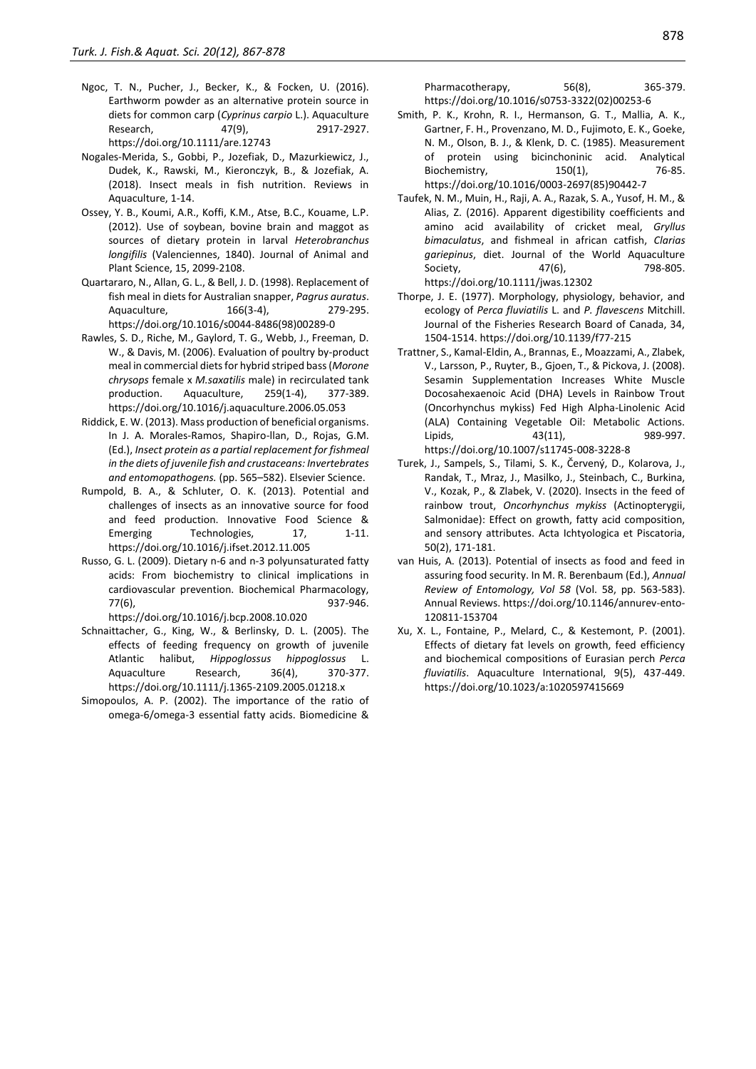Ngoc, T. N., Pucher, J., Becker, K., & Focken, U. (2016). Earthworm powder as an alternative protein source in diets for common carp (*Cyprinus carpio* L.). Aquaculture Research, 47(9), 2917-2927. https://doi.org/10.1111/are.12743

Nogales-Merida, S., Gobbi, P., Jozefiak, D., Mazurkiewicz, J., Dudek, K., Rawski, M., Kieronczyk, B., & Jozefiak, A. (2018). Insect meals in fish nutrition. Reviews in Aquaculture, 1-14.

Ossey, Y. B., Koumi, A.R., Koffi, K.M., Atse, B.C., Kouame, L.P. (2012). Use of soybean, bovine brain and maggot as sources of dietary protein in larval *Heterobranchus longifilis* (Valenciennes, 1840). Journal of Animal and Plant Science, 15, 2099-2108.

Quartararo, N., Allan, G. L., & Bell, J. D. (1998). Replacement of fish meal in diets for Australian snapper, *Pagrus auratus*. Aquaculture, 166(3-4), 279-295. https://doi.org/10.1016/s0044-8486(98)00289-0

Rawles, S. D., Riche, M., Gaylord, T. G., Webb, J., Freeman, D. W., & Davis, M. (2006). Evaluation of poultry by-product meal in commercial diets for hybrid striped bass (*Morone chrysops* female x *M.saxatilis* male) in recirculated tank production. Aquaculture, 259(1-4), 377-389. https://doi.org/10.1016/j.aquaculture.2006.05.053

Riddick, E. W. (2013). Mass production of beneficial organisms. In J. A. Morales-Ramos, Shapiro-llan, D., Rojas, G.M. (Ed.), *Insect protein as a partial replacement for fishmeal in the diets of juvenile fish and crustaceans: Invertebrates and entomopathogens.* (pp. 565–582). Elsevier Science.

Rumpold, B. A., & Schluter, O. K. (2013). Potential and challenges of insects as an innovative source for food and feed production. Innovative Food Science & Emerging Technologies, 17, 1-11. https://doi.org/10.1016/j.ifset.2012.11.005

Russo, G. L. (2009). Dietary n-6 and n-3 polyunsaturated fatty acids: From biochemistry to clinical implications in cardiovascular prevention. Biochemical Pharmacology, 77(6), 937-946. https://doi.org/10.1016/j.bcp.2008.10.020

Schnaittacher, G., King, W., & Berlinsky, D. L. (2005). The effects of feeding frequency on growth of juvenile Atlantic halibut, *Hippoglossus hippoglossus* L. Aquaculture Research, 36(4), 370-377. https://doi.org/10.1111/j.1365-2109.2005.01218.x

Simopoulos, A. P. (2002). The importance of the ratio of omega-6/omega-3 essential fatty acids. Biomedicine & Pharmacotherapy, 56(8), 365-379. https://doi.org/10.1016/s0753-3322(02)00253-6

Smith, P. K., Krohn, R. I., Hermanson, G. T., Mallia, A. K., Gartner, F. H., Provenzano, M. D., Fujimoto, E. K., Goeke, N. M., Olson, B. J., & Klenk, D. C. (1985). Measurement of protein using bicinchoninic acid. Analytical Biochemistry, 150(1), 76-85. https://doi.org/10.1016/0003-2697(85)90442-7

Taufek, N. M., Muin, H., Raji, A. A., Razak, S. A., Yusof, H. M., & Alias, Z. (2016). Apparent digestibility coefficients and amino acid availability of cricket meal, *Gryllus bimaculatus*, and fishmeal in african catfish, *Clarias gariepinus*, diet. Journal of the World Aquaculture Society, 47(6), 798-805. https://doi.org/10.1111/jwas.12302

Thorpe, J. E. (1977). Morphology, physiology, behavior, and ecology of *Perca fluviatilis* L. and *P. flavescens* Mitchill. Journal of the Fisheries Research Board of Canada, 34, 1504-1514. https://doi.org/10.1139/f77-215

Trattner, S., Kamal-Eldin, A., Brannas, E., Moazzami, A., Zlabek, V., Larsson, P., Ruyter, B., Gjoen, T., & Pickova, J. (2008). Sesamin Supplementation Increases White Muscle Docosahexaenoic Acid (DHA) Levels in Rainbow Trout (Oncorhynchus mykiss) Fed High Alpha-Linolenic Acid (ALA) Containing Vegetable Oil: Metabolic Actions. Lipids, 43(11), 989-997. https://doi.org/10.1007/s11745-008-3228-8

Turek, J., Sampels, S., Tilami, S. K., Červený, D., Kolarova, J., Randak, T., Mraz, J., Masilko, J., Steinbach, C., Burkina, V., Kozak, P., & Zlabek, V. (2020). Insects in the feed of rainbow trout, *Oncorhynchus mykiss* (Actinopterygii, Salmonidae): Effect on growth, fatty acid composition, and sensory attributes. Acta Ichtyologica et Piscatoria, 50(2), 171-181.

van Huis, A. (2013). Potential of insects as food and feed in assuring food security. In M. R. Berenbaum (Ed.), *Annual Review of Entomology, Vol 58* (Vol. 58, pp. 563-583). Annual Reviews. https://doi.org/10.1146/annurev-ento-120811-153704

Xu, X. L., Fontaine, P., Melard, C., & Kestemont, P. (2001). Effects of dietary fat levels on growth, feed efficiency and biochemical compositions of Eurasian perch *Perca fluviatilis*. Aquaculture International, 9(5), 437-449. https://doi.org/10.1023/a:1020597415669